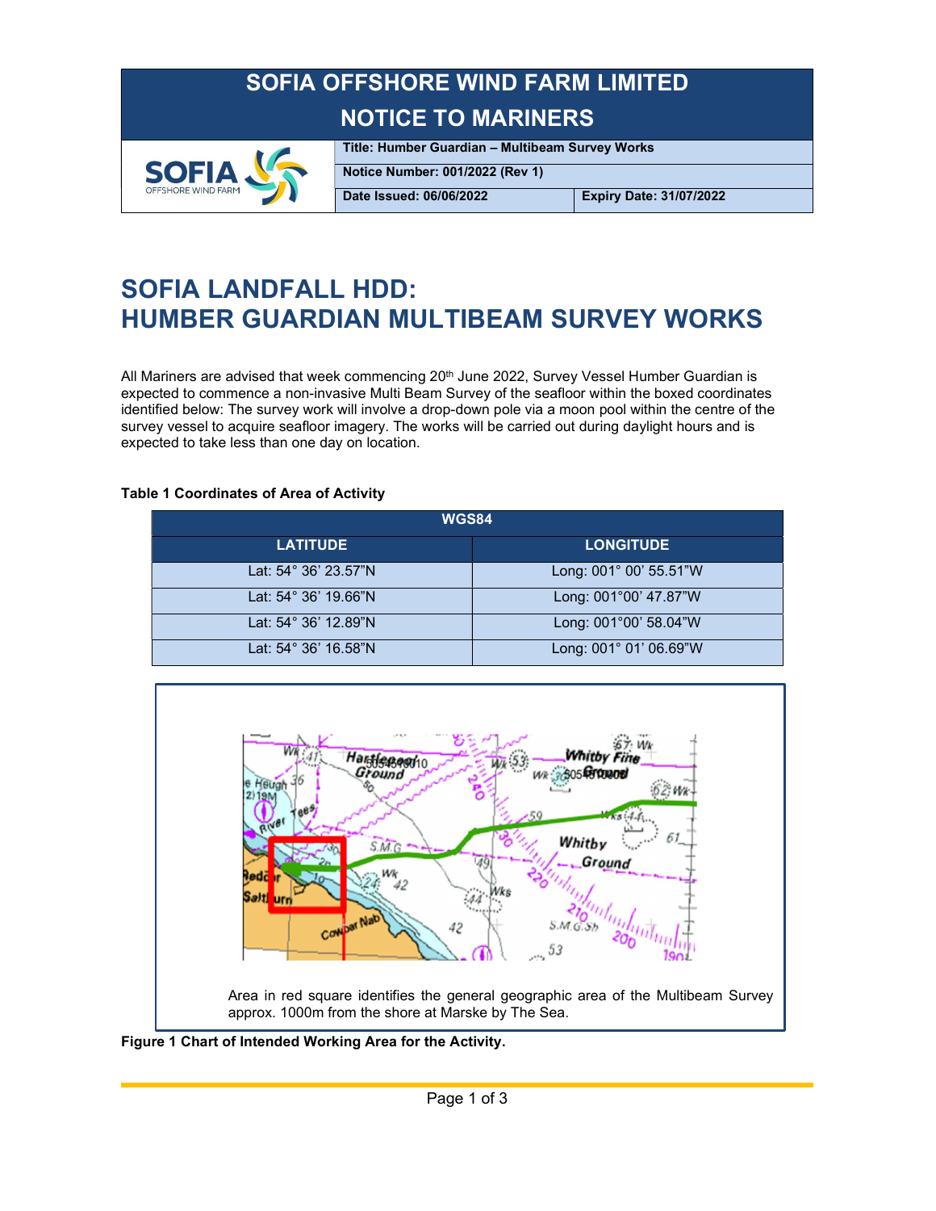# SOFIA OFFSHORE WIND FARM LIMITED
# NOTICE TO MARINERS

| | |
|---|---|
| **Title: Humber Guardian – Multibeam Survey Works** | |
| **Notice Number: 001/2022 (Rev 1)** | |
| **Date Issued: 06/06/2022** | **Expiry Date: 31/07/2022** |

# SOFIA LANDFALL HDD: HUMBER GUARDIAN MULTIBEAM SURVEY WORKS

All Mariners are advised that week commencing 20th June 2022, Survey Vessel Humber Guardian is expected to commence a non-invasive Multi Beam Survey of the seafloor within the boxed coordinates identified below: The survey work will involve a drop-down pole via a moon pool within the centre of the survey vessel to acquire seafloor imagery. The works will be carried out during daylight hours and is expected to take less than one day on location.

**Table 1 Coordinates of Area of Activity**

| WGS84 | |
|---|---|
| **LATITUDE** | **LONGITUDE** |
| Lat: 54° 36' 23.57"N | Long: 001° 00' 55.51"W |
| Lat: 54° 36' 19.66"N | Long: 001°00' 47.87"W |
| Lat: 54° 36' 12.89"N | Long: 001°00' 58.04"W |
| Lat: 54° 36' 16.58"N | Long: 001° 01' 06.69"W |

Area in red square identifies the general geographic area of the Multibeam Survey approx. 1000m from the shore at Marske by The Sea.

**Figure 1 Chart of Intended Working Area for the Activity.**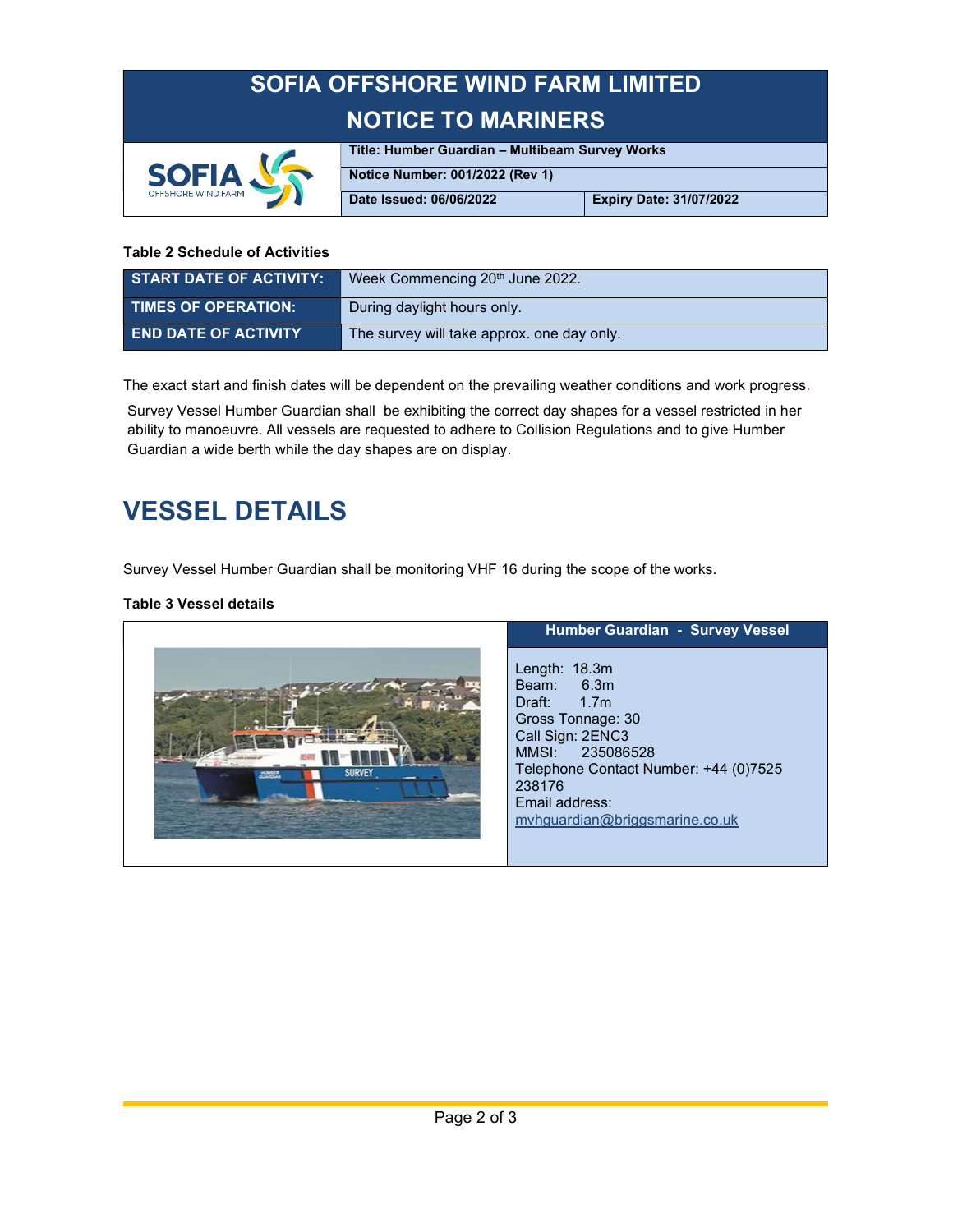# SOFIA OFFSHORE WIND FARM LIMITED

# NOTICE TO MARINERS

| | |
|---|---|
| **Title: Humber Guardian – Multibeam Survey Works** | |
| **Notice Number: 001/2022 (Rev 1)** | |
| **Date Issued: 06/06/2022** | **Expiry Date: 31/07/2022** |

**Table 2 Schedule of Activities**

| | |
|---|---|
| **START DATE OF ACTIVITY:** | Week Commencing 20th June 2022. |
| **TIMES OF OPERATION:** | During daylight hours only. |
| **END DATE OF ACTIVITY** | The survey will take approx. one day only. |

The exact start and finish dates will be dependent on the prevailing weather conditions and work progress.

Survey Vessel Humber Guardian shall be exhibiting the correct day shapes for a vessel restricted in her ability to manoeuvre. All vessels are requested to adhere to Collision Regulations and to give Humber Guardian a wide berth while the day shapes are on display.

## VESSEL DETAILS

Survey Vessel Humber Guardian shall be monitoring VHF 16 during the scope of the works.

**Table 3 Vessel details**

| | **Humber Guardian - Survey Vessel** |
|---|---|
| | Length: 18.3m<br>Beam: 6.3m<br>Draft: 1.7m<br>Gross Tonnage: 30<br>Call Sign: 2ENC3<br>MMSI: 235086528<br>Telephone Contact Number: +44 (0)7525 238176<br>Email address: mvhguardian@briggsmarine.co.uk |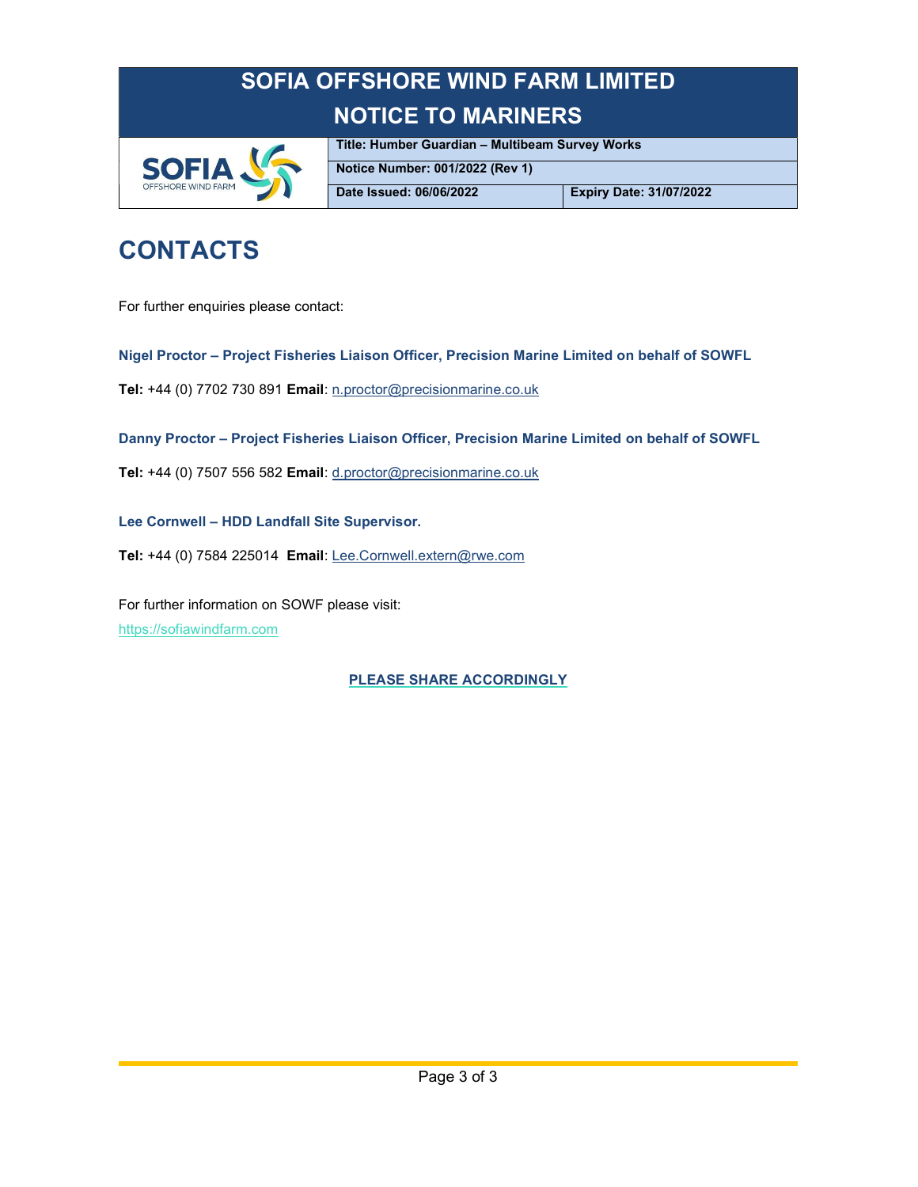# SOFIA OFFSHORE WIND FARM LIMITED
# NOTICE TO MARINERS

| | | |
|---|---|---|
| SOFIA OFFSHORE WIND FARM | **Title: Humber Guardian – Multibeam Survey Works** | |
| | **Notice Number: 001/2022 (Rev 1)** | |
| | **Date Issued: 06/06/2022** | **Expiry Date: 31/07/2022** |

## CONTACTS

For further enquiries please contact:

**Nigel Proctor – Project Fisheries Liaison Officer, Precision Marine Limited on behalf of SOWFL**

**Tel:** +44 (0) 7702 730 891 **Email**: n.proctor@precisionmarine.co.uk

**Danny Proctor – Project Fisheries Liaison Officer, Precision Marine Limited on behalf of SOWFL**

**Tel:** +44 (0) 7507 556 582 **Email**: d.proctor@precisionmarine.co.uk

**Lee Cornwell – HDD Landfall Site Supervisor.**

**Tel:** +44 (0) 7584 225014 **Email**: Lee.Cornwell.extern@rwe.com

For further information on SOWF please visit:
https://sofiawindfarm.com

**PLEASE SHARE ACCORDINGLY**